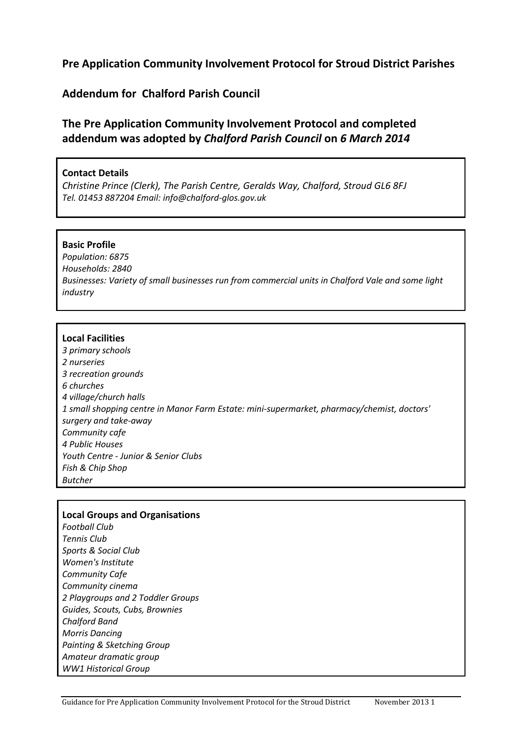## Pre Application Community Involvement Protocol for Stroud District Parishes

## Addendum for Chalford Parish Council

## The Pre Application Community Involvement Protocol and completed addendum was adopted by *Chalford Parish Council* on *6 March 2014*

**Contact Details**

*Christine Prince (Clerk), The Parish Centre, Geralds Way, Chalford, Stroud GL6 8FJ*
*Tel. 01453 887204 Email: info@chalford-glos.gov.uk*

**Basic Profile**

*Population: 6875*
*Households: 2840*
*Businesses: Variety of small businesses run from commercial units in Chalford Vale and some light industry*

**Local Facilities**

*3 primary schools*
*2 nurseries*
*3 recreation grounds*
*6 churches*
*4 village/church halls*
*1 small shopping centre in Manor Farm Estate: mini-supermarket, pharmacy/chemist, doctors' surgery and take-away*
*Community cafe*
*4 Public Houses*
*Youth Centre - Junior & Senior Clubs*
*Fish & Chip Shop*
*Butcher*

**Local Groups and Organisations**

*Football Club*
*Tennis Club*
*Sports & Social Club*
*Women's Institute*
*Community Cafe*
*Community cinema*
*2 Playgroups and 2 Toddler Groups*
*Guides, Scouts, Cubs, Brownies*
*Chalford Band*
*Morris Dancing*
*Painting & Sketching Group*
*Amateur dramatic group*
*WW1 Historical Group*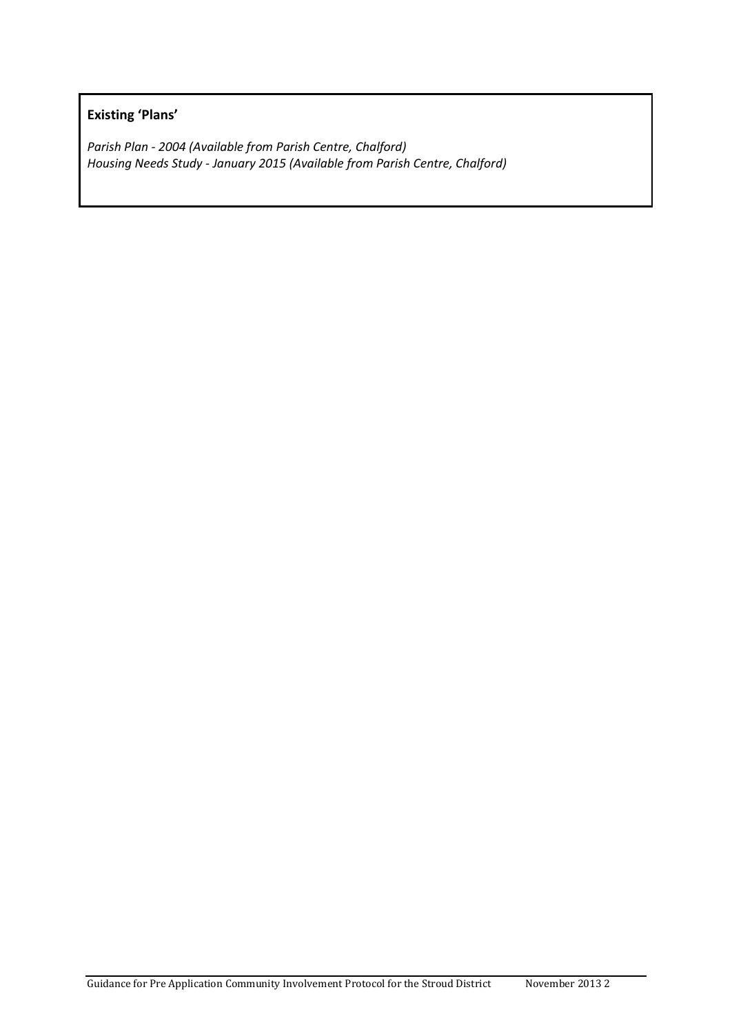**Existing 'Plans'**

*Parish Plan - 2004 (Available from Parish Centre, Chalford)*
*Housing Needs Study - January 2015 (Available from Parish Centre, Chalford)*